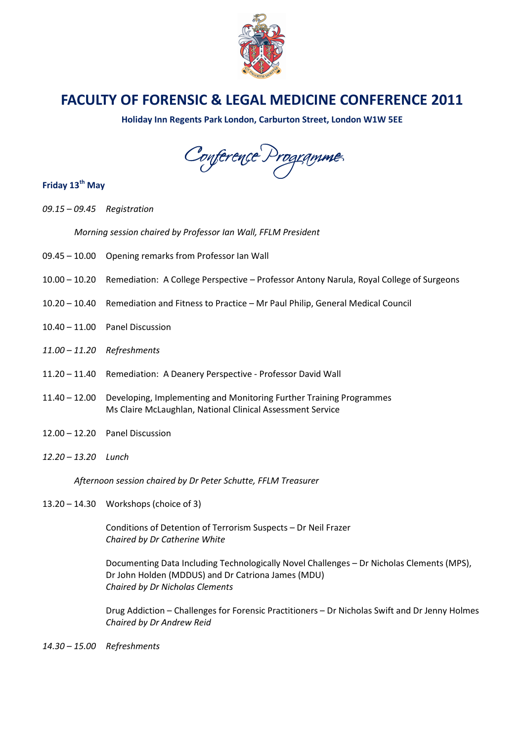# FACULTY OF FORENSIC & LEGAL MEDICINE CONFERENCE 2011

**Holiday Inn Regents Park London, Carburton Street, London W1W 5EE**

## Conference Programme

### Friday 13th May

*09.15 – 09.45 Registration*

*Morning session chaired by Professor Ian Wall, FFLM President*

09.45 – 10.00 Opening remarks from Professor Ian Wall

10.00 – 10.20 Remediation: A College Perspective – Professor Antony Narula, Royal College of Surgeons

10.20 – 10.40 Remediation and Fitness to Practice – Mr Paul Philip, General Medical Council

10.40 – 11.00 Panel Discussion

*11.00 – 11.20 Refreshments*

11.20 – 11.40 Remediation: A Deanery Perspective - Professor David Wall

11.40 – 12.00 Developing, Implementing and Monitoring Further Training Programmes
Ms Claire McLaughlan, National Clinical Assessment Service

12.00 – 12.20 Panel Discussion

*12.20 – 13.20 Lunch*

*Afternoon session chaired by Dr Peter Schutte, FFLM Treasurer*

13.20 – 14.30 Workshops (choice of 3)

Conditions of Detention of Terrorism Suspects – Dr Neil Frazer
*Chaired by Dr Catherine White*

Documenting Data Including Technologically Novel Challenges – Dr Nicholas Clements (MPS), Dr John Holden (MDDUS) and Dr Catriona James (MDU)
*Chaired by Dr Nicholas Clements*

Drug Addiction – Challenges for Forensic Practitioners – Dr Nicholas Swift and Dr Jenny Holmes
*Chaired by Dr Andrew Reid*

*14.30 – 15.00 Refreshments*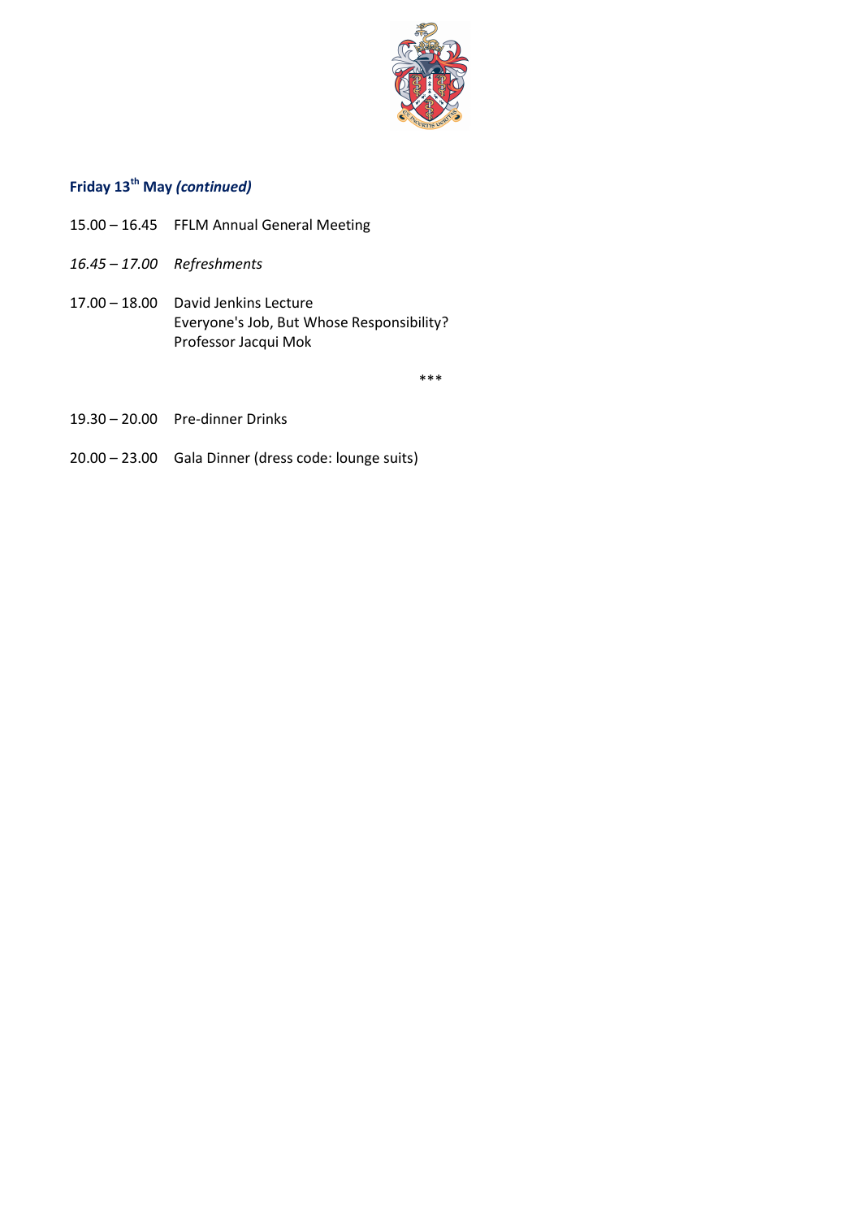**Friday 13th May *(continued)***

15.00 – 16.45 FFLM Annual General Meeting

*16.45 – 17.00 Refreshments*

17.00 – 18.00 David Jenkins Lecture
Everyone's Job, But Whose Responsibility?
Professor Jacqui Mok

***

19.30 – 20.00 Pre-dinner Drinks

20.00 – 23.00 Gala Dinner (dress code: lounge suits)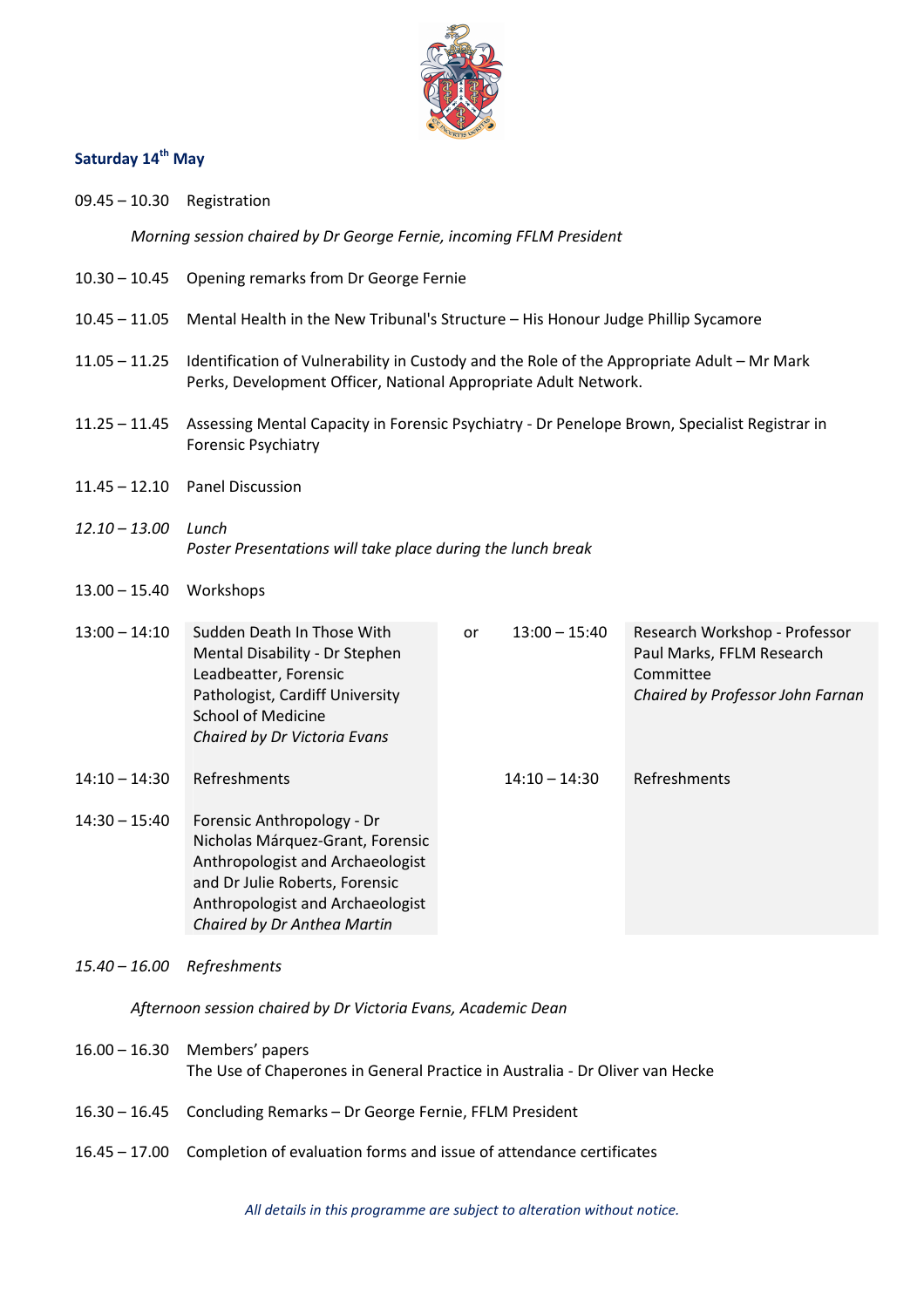**Saturday 14th May**

09.45 – 10.30 Registration

*Morning session chaired by Dr George Fernie, incoming FFLM President*

10.30 – 10.45 Opening remarks from Dr George Fernie

10.45 – 11.05 Mental Health in the New Tribunal's Structure – His Honour Judge Phillip Sycamore

11.05 – 11.25 Identification of Vulnerability in Custody and the Role of the Appropriate Adult – Mr Mark Perks, Development Officer, National Appropriate Adult Network.

11.25 – 11.45 Assessing Mental Capacity in Forensic Psychiatry - Dr Penelope Brown, Specialist Registrar in Forensic Psychiatry

11.45 – 12.10 Panel Discussion

*12.10 – 13.00 Lunch*
*Poster Presentations will take place during the lunch break*

13.00 – 15.40 Workshops

| | | | | |
|---|---|---|---|---|
| 13:00 – 14:10 | Sudden Death In Those With Mental Disability - Dr Stephen Leadbeatter, Forensic Pathologist, Cardiff University School of Medicine *Chaired by Dr Victoria Evans* | or | 13:00 – 15:40 | Research Workshop - Professor Paul Marks, FFLM Research Committee *Chaired by Professor John Farnan* |
| 14:10 – 14:30 | Refreshments | | 14:10 – 14:30 | Refreshments |
| 14:30 – 15:40 | Forensic Anthropology - Dr Nicholas Márquez-Grant, Forensic Anthropologist and Archaeologist and Dr Julie Roberts, Forensic Anthropologist and Archaeologist *Chaired by Dr Anthea Martin* | | | |

*15.40 – 16.00 Refreshments*

*Afternoon session chaired by Dr Victoria Evans, Academic Dean*

16.00 – 16.30 Members' papers
The Use of Chaperones in General Practice in Australia - Dr Oliver van Hecke

16.30 – 16.45 Concluding Remarks – Dr George Fernie, FFLM President

16.45 – 17.00 Completion of evaluation forms and issue of attendance certificates

*All details in this programme are subject to alteration without notice.*